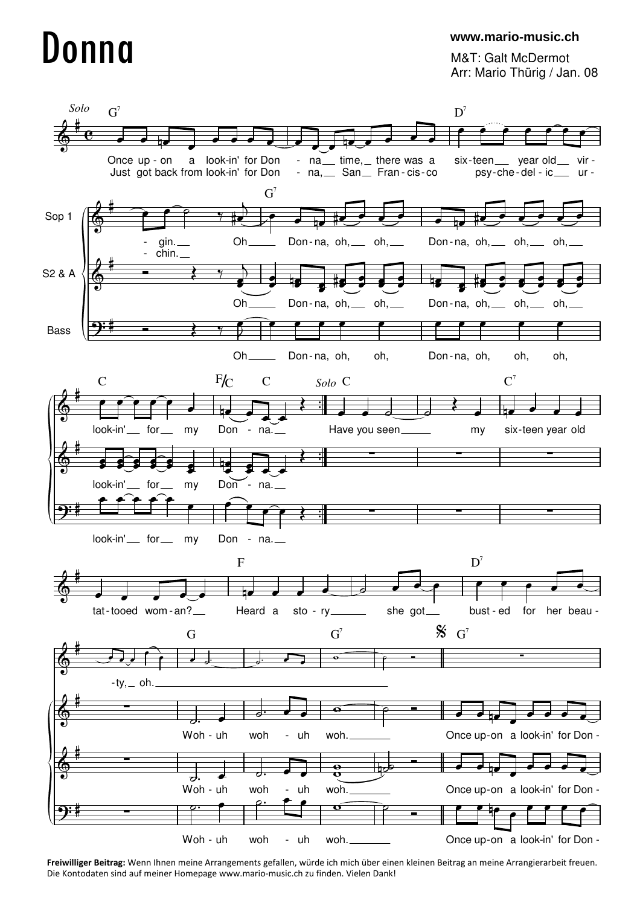# Donna

**www.mario-music.ch**

M&T: Galt McDermot
Arr: Mario Thürig / Jan. 08

*Solo*

G7 — D7

Once up - on a look-in' for Don - na time, there was a six-teen year old vir - gin.
Just got back from look-in' for Don - na, San Fran - cis - co psy - che - del - ic ur - chin.

Sop 1 — G7

Oh Don - na, oh, oh, Don - na, oh, oh, oh,

S2 & A

Oh Don - na, oh, oh, Don - na, oh, oh, oh,

Bass

Oh Don - na, oh, oh, Don - na, oh, oh, oh,

C — F/C — C — *Solo* C — C7

look-in' for my Don - na. Have you seen my six-teen year old

look-in' for my Don - na.

look-in' for my Don - na.

F — D7

tat - tooed wom - an? Heard a sto - ry she got bust - ed for her beau -

G — G7 — G7

- ty, oh.

Woh - uh woh - uh woh. Once up-on a look-in' for Don -

Woh - uh woh - uh woh. Once up-on a look-in' for Don -

Woh - uh woh - uh woh. Once up-on a look-in' for Don -

**Freiwilliger Beitrag:** Wenn Ihnen meine Arrangements gefallen, würde ich mich über einen kleinen Beitrag an meine Arrangierarbeit freuen. Die Kontodaten sind auf meiner Homepage www.mario-music.ch zu finden. Vielen Dank!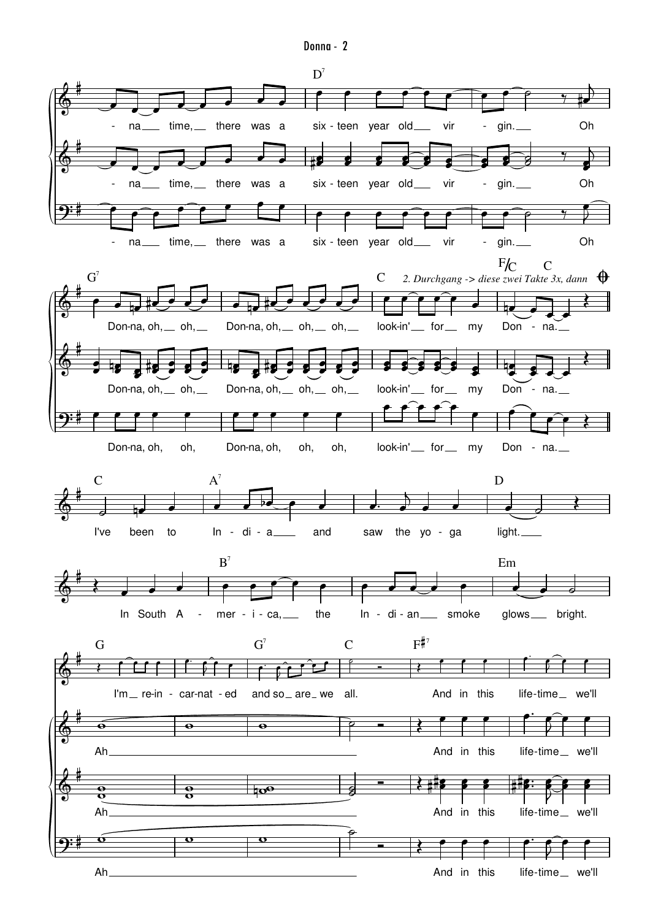D7

-na time, there was a six-teen year old vir-gin. Oh

G7 C F/C C

Don-na, oh, oh, Don-na, oh, oh, oh, look-in' for my Don-na.

*2. Durchgang -> diese zwei Takte 3x, dann*

C A7 D

I've been to In-di-a and saw the yo-ga light.

B7 Em

In South A-mer-i-ca, the In-di-an smoke glows bright.

G G7 C F#7

I'm re-in-car-nat-ed and so are we all. And in this life-time we'll

Ah And in this life-time we'll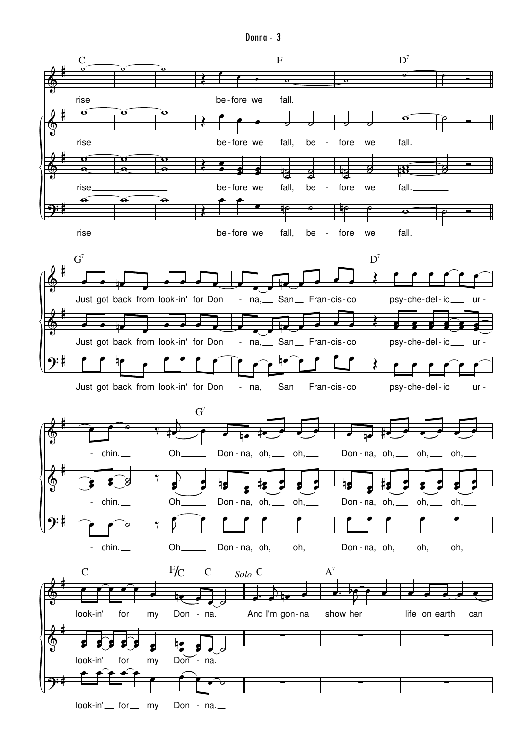C F D7

rise before we fall.

rise before we fall, be - fore we fall.

rise before we fall, be - fore we fall.

rise before we fall, be - fore we fall.

G7 D7

Just got back from look-in' for Don - na, San Fran-cis-co psy-che-del-ic ur -

Just got back from look-in' for Don - na, San Fran-cis-co psy-che-del-ic ur -

Just got back from look-in' for Don - na, San Fran-cis-co psy-che-del-ic ur -

G7

- chin. Oh Don - na, oh, oh, Don - na, oh, oh, oh,

- chin. Oh Don - na, oh, oh, Don - na, oh, oh, oh,

- chin. Oh Don - na, oh, oh, Don - na, oh, oh, oh,

C F/C C *Solo* C A7

look-in' for my Don - na. And I'm gon-na show her life on earth can

look-in' for my Don - na.

look-in' for my Don - na.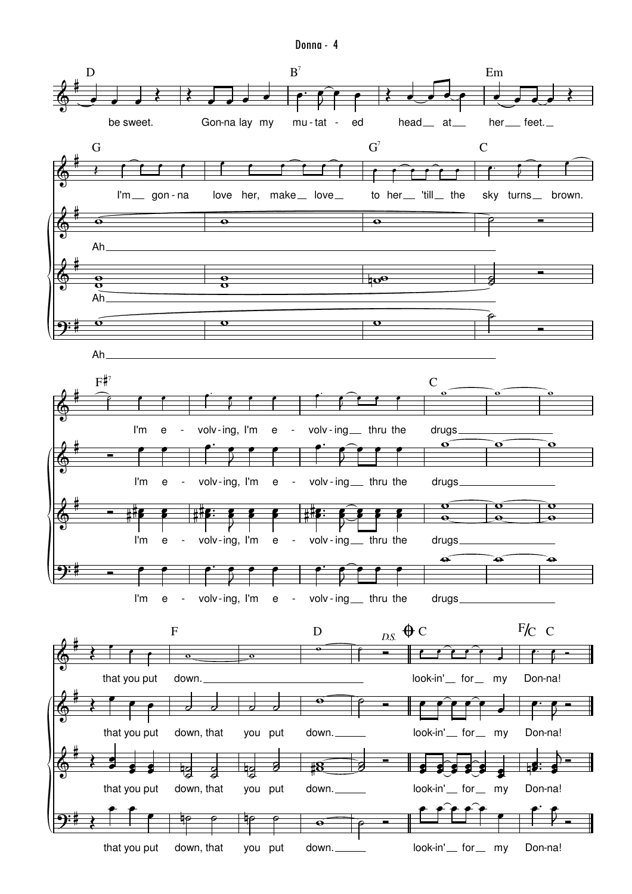D B7 Em

be sweet. Gon-na lay my mu-tat-ed head at her feet.

G G7 C

I'm gon-na love her, make love to her 'till the sky turns brown.

Ah

Ah

Ah

F#7 C

I'm e-volv-ing, I'm e-volv-ing thru the drugs

I'm e-volv-ing, I'm e-volv-ing thru the drugs

I'm e-volv-ing, I'm e-volv-ing thru the drugs

I'm e-volv-ing, I'm e-volv-ing thru the drugs

F D *D.S.* C F/C C

that you put down. look-in' for my Don-na!

that you put down, that you put down. look-in' for my Don-na!

that you put down, that you put down. look-in' for my Don-na!

that you put down, that you put down. look-in' for my Don-na!